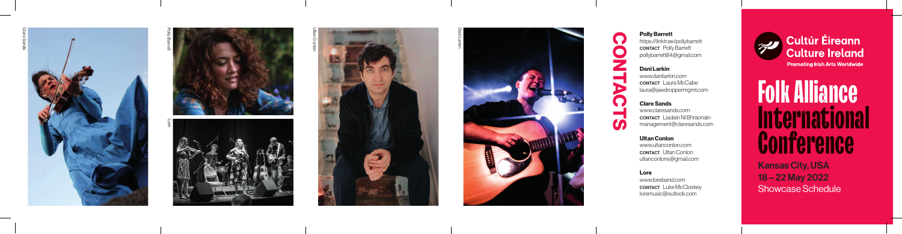Clare Sands

Polly Barrett

Lore

Ultan Conlon

Dani Larkin

# CONTACTS

**Polly Barrett**
https://linktree/pollybarrett
CONTACT Polly Barrett
pollybarrett84@gmail.com

**Dani Larkin**
www.danilarkin.com
CONTACT Laura McCabe
laura@jawdroppermgmt.com

**Clare Sands**
www.claresands.com
CONTACT Liadain Ní Bhraonáin
management@claresands.com

**Ultan Conlon**
www.ultanconlon.com
CONTACT Ultan Conlon
ultanconlons@gmail.com

**Lore**
www.loreband.com
CONTACT Luke McCloskey
loremusic@outlook.com

Cultúr Éireann
Culture Ireland
Promoting Irish Arts Worldwide

# Folk Alliance International Conference

**Kansas City, USA**
**18 – 22 May 2022**
Showcase Schedule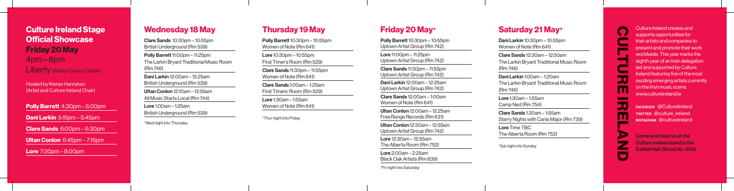## Culture Ireland Stage Official Showcase

### Friday 20 May

4pm – 8pm

Liberty (Westin Crown Center)

Hosted by Kieran Hanrahan (Artist and Culture Ireland Chair)

**Polly Barrett** 4:30pm – 5:00pm

**Dani Larkin** 5:15pm – 5:45pm

**Clare Sands** 6:00pm – 6:30pm

**Ultan Conlon** 6:45pm – 7:15pm

**Lore** 7:30pm – 8:00pm

## Wednesday 18 May

**Clare Sands** 10:30pm – 10:55pm
British Underground (Rm 539)

**Polly Barrett** 11:00pm – 11:25pm
The Larkin Bryant Traditional Music Room (Rm 746)

**Dani Larkin** 12:00am – 12:25am
British Underground (Rm 539)

**Ultan Conlon** 12:10am – 12:55am
All Music Starts Local (Rm 744)

**Lore** 1:00am – 1:25am
British Underground (Rm 539)

*Wed night into Thursday

## Thursday 19 May

**Polly Barrett** 10:30pm – 10:55pm
Women of Note (Rm 641)

**Lore** 10:30pm – 10:55pm
First Timer's Room (Rm 529)

**Clare Sands** 11:30pm – 11:55pm
Women of Note (Rm 641)

**Clare Sands** 1:00am – 1:25am
First Timers' Room (Rm 529)

**Lore** 1:30am – 1:55am
Women of Note (Rm 641)

*Thur night into Friday

## Friday 20 May*

**Polly Barrett** 10:30pm – 10:55pm
Uptown Artist Group (Rm 742)

**Lore** 11:00pm – 11:25pm
Uptown Artist Group (Rm 742)

**Clare Sands** 11:30pm – 11:55pm
Uptown Artist Group (Rm 742)

**Dani Larkin** 12:00am – 12:25am
Uptown Artist Group (Rm 742)

**Clare Sands** 12:00am – 1:00am
Women of Note (Rm 641)

**Ultan Conlon** 12:00am – 12:25am
Free Range Records (Rm 631)

**Ultan Conlon** 12:30am – 12:55am
Uptown Artist Group (Rm 742)

**Lore** 12:30am – 12:55am
The Alberta Room (Rm 752)

**Lore** 2:00am – 2:25am
Black Oak Artists (Rm 639)

*Fri night into Saturday

## Saturday 21 May*

**Dani Larkin** 10:30pm – 10:55pm
Women of Note (Rm 641)

**Clare Sands** 12:30am – 12:50am
The Larkin Bryant Traditional Music Room (Rm 746)

**Dani Larkin** 1:00am – 1:20am
The Larkin Bryant Traditional Music Room (Rm 746)

**Lore** 1:30am – 1:55am
Camp Ned (Rm 754)

**Clare Sands** 1:30am – 1:55am
Starry Nights with Canis Major (Rm 739)

**Lore** Time TBC
The Alberta Room (Rm 752)

*Sat night into Sunday

## CULTURE IRELAND

Culture Ireland creates and supports opportunities for Irish artists and companies to present and promote their work worldwide. This year marks the eighth year of an Irish delegation led and supported by Culture Ireland featuring five of the most exciting emerging artists currently on the Irish music scene.
www.cultureireland.ie

FACEBOOK @CultureIreland
TWITTER @culture_ireland
INSTAGRAM @cultureireland

**Come and meet us at the Culture Ireland stand in the Exhibit Hall (Stand No. 603)**